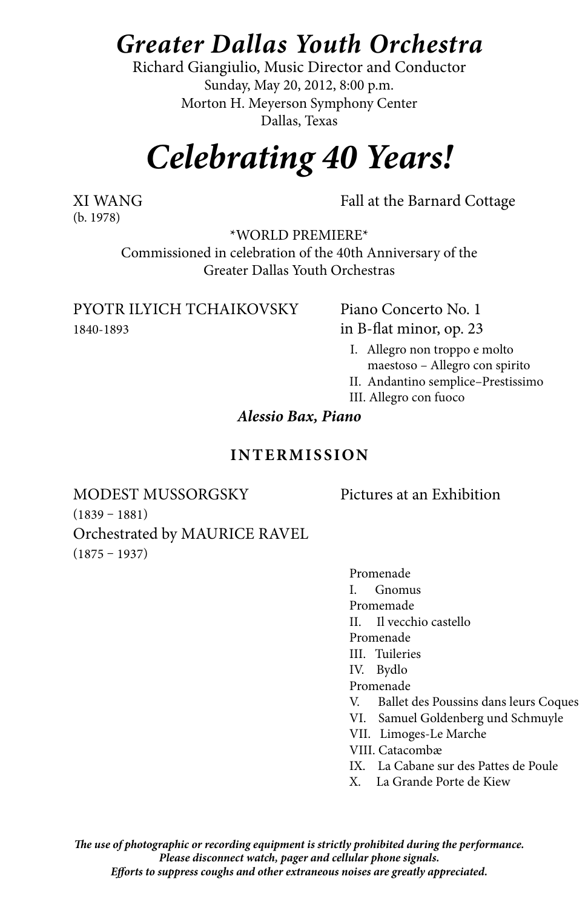# *Greater Dallas Youth Orchestra*

Richard Giangiulio, Music Director and Conductor
Sunday, May 20, 2012, 8:00 p.m.
Morton H. Meyerson Symphony Center
Dallas, Texas

# *Celebrating 40 Years!*

XI WANG
(b. 1978)

Fall at the Barnard Cottage

\*WORLD PREMIERE\*
Commissioned in celebration of the 40th Anniversary of the Greater Dallas Youth Orchestras

PYOTR ILYICH TCHAIKOVSKY
1840-1893

Piano Concerto No. 1
in B-flat minor, op. 23

I. Allegro non troppo e molto maestoso – Allegro con spirito
II. Andantino semplice–Prestissimo
III. Allegro con fuoco

***Alessio Bax, Piano***

**INTERMISSION**

MODEST MUSSORGSKY
(1839 – 1881)
Orchestrated by MAURICE RAVEL
(1875 – 1937)

Pictures at an Exhibition

Promenade
I. Gnomus
Promemade
II. Il vecchio castello
Promenade
III. Tuileries
IV. Bydlo
Promenade
V. Ballet des Poussins dans leurs Coques
VI. Samuel Goldenberg und Schmuyle
VII. Limoges-Le Marche
VIII. Catacombæ
IX. La Cabane sur des Pattes de Poule
X. La Grande Porte de Kiew

***The use of photographic or recording equipment is strictly prohibited during the performance.***
***Please disconnect watch, pager and cellular phone signals.***
***Efforts to suppress coughs and other extraneous noises are greatly appreciated.***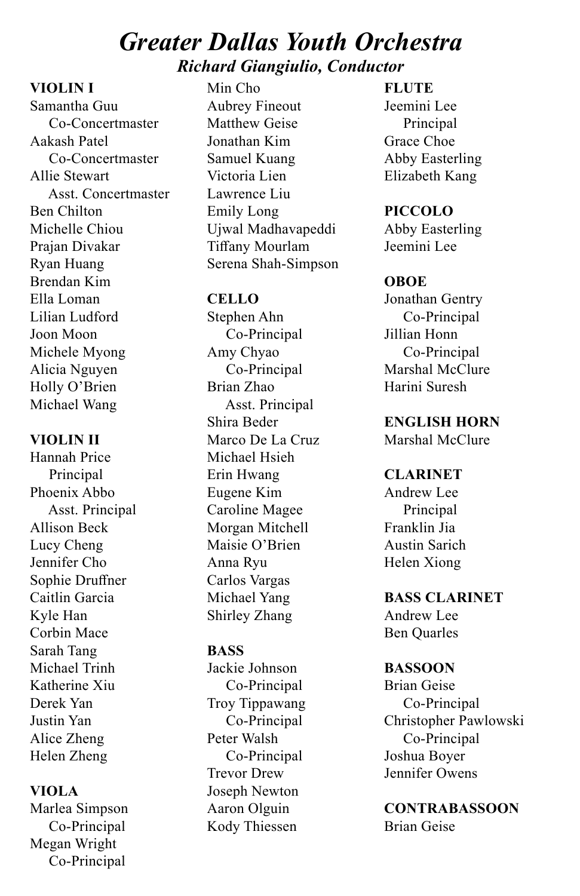# Greater Dallas Youth Orchestra

## Richard Giangiulio, Conductor

**VIOLIN I**

Samantha Guu
 Co-Concertmaster
Aakash Patel
 Co-Concertmaster
Allie Stewart
 Asst. Concertmaster
Ben Chilton
Michelle Chiou
Prajan Divakar
Ryan Huang
Brendan Kim
Ella Loman
Lilian Ludford
Joon Moon
Michele Myong
Alicia Nguyen
Holly O'Brien
Michael Wang

**VIOLIN II**

Hannah Price
 Principal
Phoenix Abbo
 Asst. Principal
Allison Beck
Lucy Cheng
Jennifer Cho
Sophie Druffner
Caitlin Garcia
Kyle Han
Corbin Mace
Sarah Tang
Michael Trinh
Katherine Xiu
Derek Yan
Justin Yan
Alice Zheng
Helen Zheng

**VIOLA**

Marlea Simpson
 Co-Principal
Megan Wright
 Co-Principal
Min Cho
Aubrey Fineout
Matthew Geise
Jonathan Kim
Samuel Kuang
Victoria Lien
Lawrence Liu
Emily Long
Ujwal Madhavapeddi
Tiffany Mourlam
Serena Shah-Simpson

**CELLO**

Stephen Ahn
 Co-Principal
Amy Chyao
 Co-Principal
Brian Zhao
 Asst. Principal
Shira Beder
Marco De La Cruz
Michael Hsieh
Erin Hwang
Eugene Kim
Caroline Magee
Morgan Mitchell
Maisie O'Brien
Anna Ryu
Carlos Vargas
Michael Yang
Shirley Zhang

**BASS**

Jackie Johnson
 Co-Principal
Troy Tippawang
 Co-Principal
Peter Walsh
 Co-Principal
Trevor Drew
Joseph Newton
Aaron Olguin
Kody Thiessen

**FLUTE**

Jeemini Lee
 Principal
Grace Choe
Abby Easterling
Elizabeth Kang

**PICCOLO**

Abby Easterling
Jeemini Lee

**OBOE**

Jonathan Gentry
 Co-Principal
Jillian Honn
 Co-Principal
Marshal McClure
Harini Suresh

**ENGLISH HORN**

Marshal McClure

**CLARINET**

Andrew Lee
 Principal
Franklin Jia
Austin Sarich
Helen Xiong

**BASS CLARINET**

Andrew Lee
Ben Quarles

**BASSOON**

Brian Geise
 Co-Principal
Christopher Pawlowski
 Co-Principal
Joshua Boyer
Jennifer Owens

**CONTRABASSOON**

Brian Geise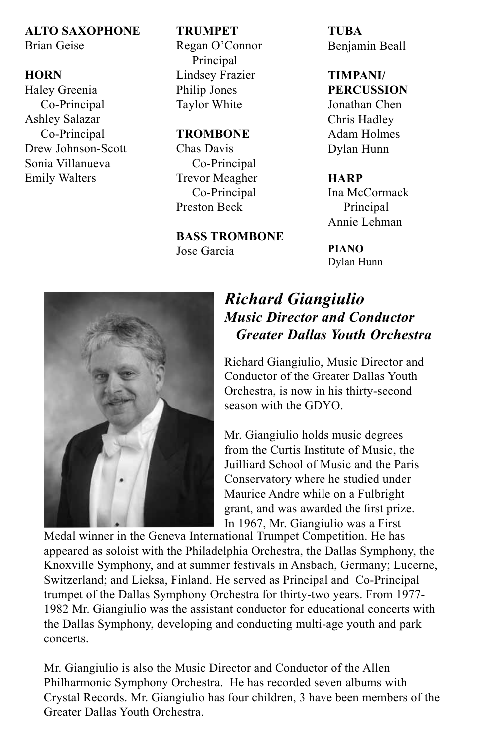**ALTO SAXOPHONE**
Brian Geise

**HORN**
Haley Greenia
Co-Principal
Ashley Salazar
Co-Principal
Drew Johnson-Scott
Sonia Villanueva
Emily Walters

**TRUMPET**
Regan O'Connor
Principal
Lindsey Frazier
Philip Jones
Taylor White

**TROMBONE**
Chas Davis
Co-Principal
Trevor Meagher
Co-Principal
Preston Beck

**BASS TROMBONE**
Jose Garcia

**TUBA**
Benjamin Beall

**TIMPANI/ PERCUSSION**
Jonathan Chen
Chris Hadley
Adam Holmes
Dylan Hunn

**HARP**
Ina McCormack
Principal
Annie Lehman

**PIANO**
Dylan Hunn

## *Richard Giangiulio*
### *Music Director and Conductor Greater Dallas Youth Orchestra*

Richard Giangiulio, Music Director and Conductor of the Greater Dallas Youth Orchestra, is now in his thirty-second season with the GDYO.

Mr. Giangiulio holds music degrees from the Curtis Institute of Music, the Juilliard School of Music and the Paris Conservatory where he studied under Maurice Andre while on a Fulbright grant, and was awarded the first prize. In 1967, Mr. Giangiulio was a First Medal winner in the Geneva International Trumpet Competition. He has appeared as soloist with the Philadelphia Orchestra, the Dallas Symphony, the Knoxville Symphony, and at summer festivals in Ansbach, Germany; Lucerne, Switzerland; and Lieksa, Finland. He served as Principal and Co-Principal trumpet of the Dallas Symphony Orchestra for thirty-two years. From 1977-1982 Mr. Giangiulio was the assistant conductor for educational concerts with the Dallas Symphony, developing and conducting multi-age youth and park concerts.

Mr. Giangiulio is also the Music Director and Conductor of the Allen Philharmonic Symphony Orchestra. He has recorded seven albums with Crystal Records. Mr. Giangiulio has four children, 3 have been members of the Greater Dallas Youth Orchestra.